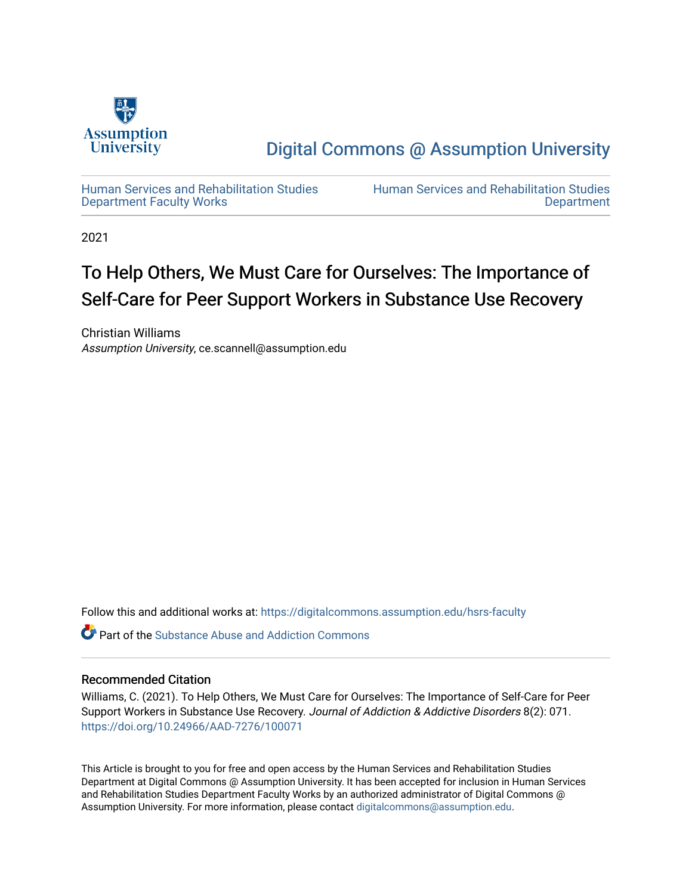Digital Commons @ Assumption University

Human Services and Rehabilitation Studies Department Faculty Works

Human Services and Rehabilitation Studies Department

2021

# To Help Others, We Must Care for Ourselves: The Importance of Self-Care for Peer Support Workers in Substance Use Recovery

Christian Williams
*Assumption University*, ce.scannell@assumption.edu

Follow this and additional works at: https://digitalcommons.assumption.edu/hsrs-faculty

Part of the Substance Abuse and Addiction Commons

## Recommended Citation

Williams, C. (2021). To Help Others, We Must Care for Ourselves: The Importance of Self-Care for Peer Support Workers in Substance Use Recovery. *Journal of Addiction & Addictive Disorders* 8(2): 071. https://doi.org/10.24966/AAD-7276/100071

This Article is brought to you for free and open access by the Human Services and Rehabilitation Studies Department at Digital Commons @ Assumption University. It has been accepted for inclusion in Human Services and Rehabilitation Studies Department Faculty Works by an authorized administrator of Digital Commons @ Assumption University. For more information, please contact digitalcommons@assumption.edu.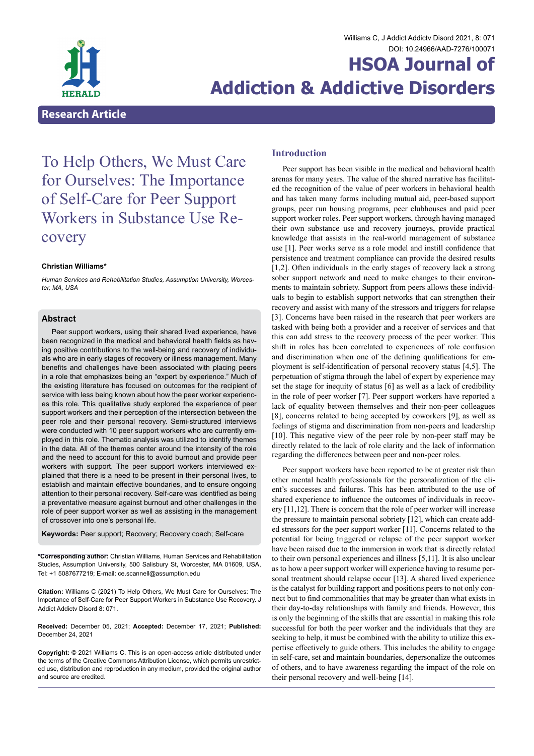# To Help Others, We Must Care for Ourselves: The Importance of Self-Care for Peer Support Workers in Substance Use Recovery

**Christian Williams***

*Human Services and Rehabilitation Studies, Assumption University, Worcester, MA, USA*

## Abstract

Peer support workers, using their shared lived experience, have been recognized in the medical and behavioral health fields as having positive contributions to the well-being and recovery of individuals who are in early stages of recovery or illness management. Many benefits and challenges have been associated with placing peers in a role that emphasizes being an "expert by experience." Much of the existing literature has focused on outcomes for the recipient of service with less being known about how the peer worker experiences this role. This qualitative study explored the experience of peer support workers and their perception of the intersection between the peer role and their personal recovery. Semi-structured interviews were conducted with 10 peer support workers who are currently employed in this role. Thematic analysis was utilized to identify themes in the data. All of the themes center around the intensity of the role and the need to account for this to avoid burnout and provide peer workers with support. The peer support workers interviewed explained that there is a need to be present in their personal lives, to establish and maintain effective boundaries, and to ensure ongoing attention to their personal recovery. Self-care was identified as being a preventative measure against burnout and other challenges in the role of peer support worker as well as assisting in the management of crossover into one's personal life.

**Keywords:** Peer support; Recovery; Recovery coach; Self-care

**\*Corresponding author:** Christian Williams, Human Services and Rehabilitation Studies, Assumption University, 500 Salisbury St, Worcester, MA 01609, USA, Tel: +1 5087677219; E-mail: ce.scannell@assumption.edu

**Citation:** Williams C (2021) To Help Others, We Must Care for Ourselves: The Importance of Self-Care for Peer Support Workers in Substance Use Recovery. J Addict Addictv Disord 8: 071.

**Received:** December 05, 2021; **Accepted:** December 17, 2021; **Published:** December 24, 2021

**Copyright:** © 2021 Williams C. This is an open-access article distributed under the terms of the Creative Commons Attribution License, which permits unrestricted use, distribution and reproduction in any medium, provided the original author and source are credited.

## Introduction

Peer support has been visible in the medical and behavioral health arenas for many years. The value of the shared narrative has facilitated the recognition of the value of peer workers in behavioral health and has taken many forms including mutual aid, peer-based support groups, peer run housing programs, peer clubhouses and paid peer support worker roles. Peer support workers, through having managed their own substance use and recovery journeys, provide practical knowledge that assists in the real-world management of substance use [1]. Peer works serve as a role model and instill confidence that persistence and treatment compliance can provide the desired results [1,2]. Often individuals in the early stages of recovery lack a strong sober support network and need to make changes to their environments to maintain sobriety. Support from peers allows these individuals to begin to establish support networks that can strengthen their recovery and assist with many of the stressors and triggers for relapse [3]. Concerns have been raised in the research that peer workers are tasked with being both a provider and a receiver of services and that this can add stress to the recovery process of the peer worker. This shift in roles has been correlated to experiences of role confusion and discrimination when one of the defining qualifications for employment is self-identification of personal recovery status [4,5]. The perpetuation of stigma through the label of expert by experience may set the stage for inequity of status [6] as well as a lack of credibility in the role of peer worker [7]. Peer support workers have reported a lack of equality between themselves and their non-peer colleagues [8], concerns related to being accepted by coworkers [9], as well as feelings of stigma and discrimination from non-peers and leadership [10]. This negative view of the peer role by non-peer staff may be directly related to the lack of role clarity and the lack of information regarding the differences between peer and non-peer roles.

Peer support workers have been reported to be at greater risk than other mental health professionals for the personalization of the client's successes and failures. This has been attributed to the use of shared experience to influence the outcomes of individuals in recovery [11,12]. There is concern that the role of peer worker will increase the pressure to maintain personal sobriety [12], which can create added stressors for the peer support worker [11]. Concerns related to the potential for being triggered or relapse of the peer support worker have been raised due to the immersion in work that is directly related to their own personal experiences and illness [5,11]. It is also unclear as to how a peer support worker will experience having to resume personal treatment should relapse occur [13]. A shared lived experience is the catalyst for building rapport and positions peers to not only connect but to find commonalities that may be greater than what exists in their day-to-day relationships with family and friends. However, this is only the beginning of the skills that are essential in making this role successful for both the peer worker and the individuals that they are seeking to help, it must be combined with the ability to utilize this expertise effectively to guide others. This includes the ability to engage in self-care, set and maintain boundaries, depersonalize the outcomes of others, and to have awareness regarding the impact of the role on their personal recovery and well-being [14].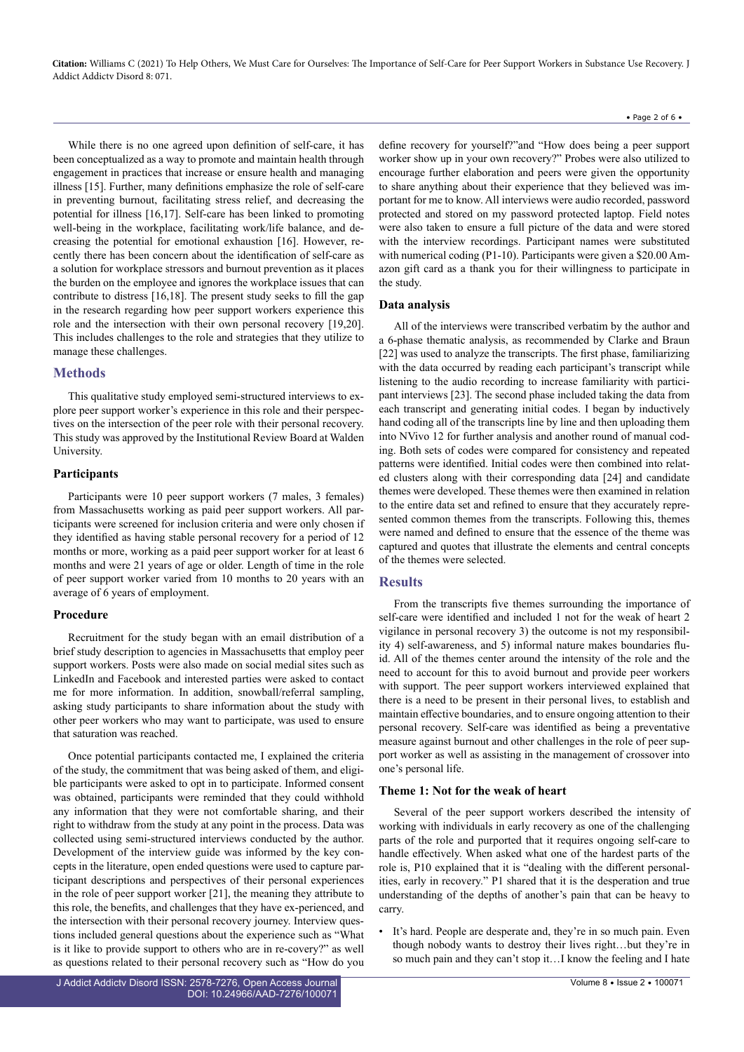While there is no one agreed upon definition of self-care, it has been conceptualized as a way to promote and maintain health through engagement in practices that increase or ensure health and managing illness [15]. Further, many definitions emphasize the role of self-care in preventing burnout, facilitating stress relief, and decreasing the potential for illness [16,17]. Self-care has been linked to promoting well-being in the workplace, facilitating work/life balance, and decreasing the potential for emotional exhaustion [16]. However, recently there has been concern about the identification of self-care as a solution for workplace stressors and burnout prevention as it places the burden on the employee and ignores the workplace issues that can contribute to distress [16,18]. The present study seeks to fill the gap in the research regarding how peer support workers experience this role and the intersection with their own personal recovery [19,20]. This includes challenges to the role and strategies that they utilize to manage these challenges.

## Methods

This qualitative study employed semi-structured interviews to explore peer support worker's experience in this role and their perspectives on the intersection of the peer role with their personal recovery. This study was approved by the Institutional Review Board at Walden University.

### Participants

Participants were 10 peer support workers (7 males, 3 females) from Massachusetts working as paid peer support workers. All participants were screened for inclusion criteria and were only chosen if they identified as having stable personal recovery for a period of 12 months or more, working as a paid peer support worker for at least 6 months and were 21 years of age or older. Length of time in the role of peer support worker varied from 10 months to 20 years with an average of 6 years of employment.

### Procedure

Recruitment for the study began with an email distribution of a brief study description to agencies in Massachusetts that employ peer support workers. Posts were also made on social medial sites such as LinkedIn and Facebook and interested parties were asked to contact me for more information. In addition, snowball/referral sampling, asking study participants to share information about the study with other peer workers who may want to participate, was used to ensure that saturation was reached.

Once potential participants contacted me, I explained the criteria of the study, the commitment that was being asked of them, and eligible participants were asked to opt in to participate. Informed consent was obtained, participants were reminded that they could withhold any information that they were not comfortable sharing, and their right to withdraw from the study at any point in the process. Data was collected using semi-structured interviews conducted by the author. Development of the interview guide was informed by the key concepts in the literature, open ended questions were used to capture participant descriptions and perspectives of their personal experiences in the role of peer support worker [21], the meaning they attribute to this role, the benefits, and challenges that they have ex-perienced, and the intersection with their personal recovery journey. Interview questions included general questions about the experience such as "What is it like to provide support to others who are in re-covery?" as well as questions related to their personal recovery such as "How do you define recovery for yourself?"and "How does being a peer support worker show up in your own recovery?" Probes were also utilized to encourage further elaboration and peers were given the opportunity to share anything about their experience that they believed was important for me to know. All interviews were audio recorded, password protected and stored on my password protected laptop. Field notes were also taken to ensure a full picture of the data and were stored with the interview recordings. Participant names were substituted with numerical coding (P1-10). Participants were given a $20.00 Amazon gift card as a thank you for their willingness to participate in the study.

### Data analysis

All of the interviews were transcribed verbatim by the author and a 6-phase thematic analysis, as recommended by Clarke and Braun [22] was used to analyze the transcripts. The first phase, familiarizing with the data occurred by reading each participant's transcript while listening to the audio recording to increase familiarity with participant interviews [23]. The second phase included taking the data from each transcript and generating initial codes. I began by inductively hand coding all of the transcripts line by line and then uploading them into NVivo 12 for further analysis and another round of manual coding. Both sets of codes were compared for consistency and repeated patterns were identified. Initial codes were then combined into related clusters along with their corresponding data [24] and candidate themes were developed. These themes were then examined in relation to the entire data set and refined to ensure that they accurately represented common themes from the transcripts. Following this, themes were named and defined to ensure that the essence of the theme was captured and quotes that illustrate the elements and central concepts of the themes were selected.

## Results

From the transcripts five themes surrounding the importance of self-care were identified and included 1 not for the weak of heart 2 vigilance in personal recovery 3) the outcome is not my responsibility 4) self-awareness, and 5) informal nature makes boundaries fluid. All of the themes center around the intensity of the role and the need to account for this to avoid burnout and provide peer workers with support. The peer support workers interviewed explained that there is a need to be present in their personal lives, to establish and maintain effective boundaries, and to ensure ongoing attention to their personal recovery. Self-care was identified as being a preventative measure against burnout and other challenges in the role of peer support worker as well as assisting in the management of crossover into one's personal life.

### Theme 1: Not for the weak of heart

Several of the peer support workers described the intensity of working with individuals in early recovery as one of the challenging parts of the role and purported that it requires ongoing self-care to handle effectively. When asked what one of the hardest parts of the role is, P10 explained that it is "dealing with the different personalities, early in recovery." P1 shared that it is the desperation and true understanding of the depths of another's pain that can be heavy to carry.

- It's hard. People are desperate and, they're in so much pain. Even though nobody wants to destroy their lives right…but they're in so much pain and they can't stop it…I know the feeling and I hate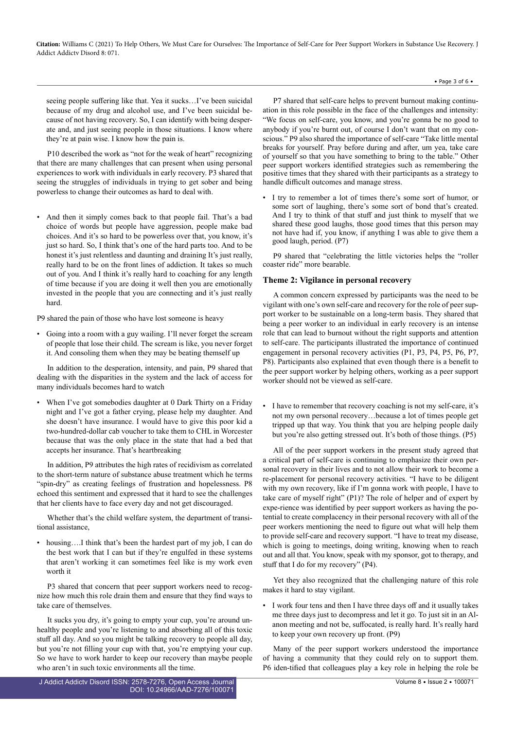seeing people suffering like that. Yea it sucks…I've been suicidal because of my drug and alcohol use, and I've been suicidal because of not having recovery. So, I can identify with being desperate and, and just seeing people in those situations. I know where they're at pain wise. I know how the pain is.

P10 described the work as "not for the weak of heart" recognizing that there are many challenges that can present when using personal experiences to work with individuals in early recovery. P3 shared that seeing the struggles of individuals in trying to get sober and being powerless to change their outcomes as hard to deal with.

- And then it simply comes back to that people fail. That's a bad choice of words but people have aggression, people make bad choices. And it's so hard to be powerless over that, you know, it's just so hard. So, I think that's one of the hard parts too. And to be honest it's just relentless and daunting and draining It's just really, really hard to be on the front lines of addiction. It takes so much out of you. And I think it's really hard to coaching for any length of time because if you are doing it well then you are emotionally invested in the people that you are connecting and it's just really hard.

P9 shared the pain of those who have lost someone is heavy

- Going into a room with a guy wailing. I'll never forget the scream of people that lose their child. The scream is like, you never forget it. And consoling them when they may be beating themself up

In addition to the desperation, intensity, and pain, P9 shared that dealing with the disparities in the system and the lack of access for many individuals becomes hard to watch

- When I've got somebodies daughter at 0 Dark Thirty on a Friday night and I've got a father crying, please help my daughter. And she doesn't have insurance. I would have to give this poor kid a two-hundred-dollar cab voucher to take them to CHL in Worcester because that was the only place in the state that had a bed that accepts her insurance. That's heartbreaking

In addition, P9 attributes the high rates of recidivism as correlated to the short-term nature of substance abuse treatment which he terms "spin-dry" as creating feelings of frustration and hopelessness. P8 echoed this sentiment and expressed that it hard to see the challenges that her clients have to face every day and not get discouraged.

Whether that's the child welfare system, the department of transitional assistance,

- housing….I think that's been the hardest part of my job, I can do the best work that I can but if they're engulfed in these systems that aren't working it can sometimes feel like is my work even worth it

P3 shared that concern that peer support workers need to recognize how much this role drain them and ensure that they find ways to take care of themselves.

It sucks you dry, it's going to empty your cup, you're around unhealthy people and you're listening to and absorbing all of this toxic stuff all day. And so you might be talking recovery to people all day, but you're not filling your cup with that, you're emptying your cup. So we have to work harder to keep our recovery than maybe people who aren't in such toxic environments all the time.

P7 shared that self-care helps to prevent burnout making continuation in this role possible in the face of the challenges and intensity: "We focus on self-care, you know, and you're gonna be no good to anybody if you're burnt out, of course I don't want that on my conscious." P9 also shared the importance of self-care "Take little mental breaks for yourself. Pray before during and after, um yea, take care of yourself so that you have something to bring to the table." Other peer support workers identified strategies such as remembering the positive times that they shared with their participants as a strategy to handle difficult outcomes and manage stress.

- I try to remember a lot of times there's some sort of humor, or some sort of laughing, there's some sort of bond that's created. And I try to think of that stuff and just think to myself that we shared these good laughs, those good times that this person may not have had if, you know, if anything I was able to give them a good laugh, period. (P7)

P9 shared that "celebrating the little victories helps the "roller coaster ride" more bearable.

### Theme 2: Vigilance in personal recovery

A common concern expressed by participants was the need to be vigilant with one's own self-care and recovery for the role of peer support worker to be sustainable on a long-term basis. They shared that being a peer worker to an individual in early recovery is an intense role that can lead to burnout without the right supports and attention to self-care. The participants illustrated the importance of continued engagement in personal recovery activities (P1, P3, P4, P5, P6, P7, P8). Participants also explained that even though there is a benefit to the peer support worker by helping others, working as a peer support worker should not be viewed as self-care.

- I have to remember that recovery coaching is not my self-care, it's not my own personal recovery…because a lot of times people get tripped up that way. You think that you are helping people daily but you're also getting stressed out. It's both of those things. (P5)

All of the peer support workers in the present study agreed that a critical part of self-care is continuing to emphasize their own personal recovery in their lives and to not allow their work to become a re-placement for personal recovery activities. "I have to be diligent with my own recovery, like if I'm gonna work with people, I have to take care of myself right" (P1)? The role of helper and of expert by expe-rience was identified by peer support workers as having the potential to create complacency in their personal recovery with all of the peer workers mentioning the need to figure out what will help them to provide self-care and recovery support. "I have to treat my disease, which is going to meetings, doing writing, knowing when to reach out and all that. You know, speak with my sponsor, got to therapy, and stuff that I do for my recovery" (P4).

Yet they also recognized that the challenging nature of this role makes it hard to stay vigilant.

- I work four tens and then I have three days off and it usually takes me three days just to decompress and let it go. To just sit in an Al-anon meeting and not be, suffocated, is really hard. It's really hard to keep your own recovery up front. (P9)

Many of the peer support workers understood the importance of having a community that they could rely on to support them. P6 iden-tified that colleagues play a key role in helping the role be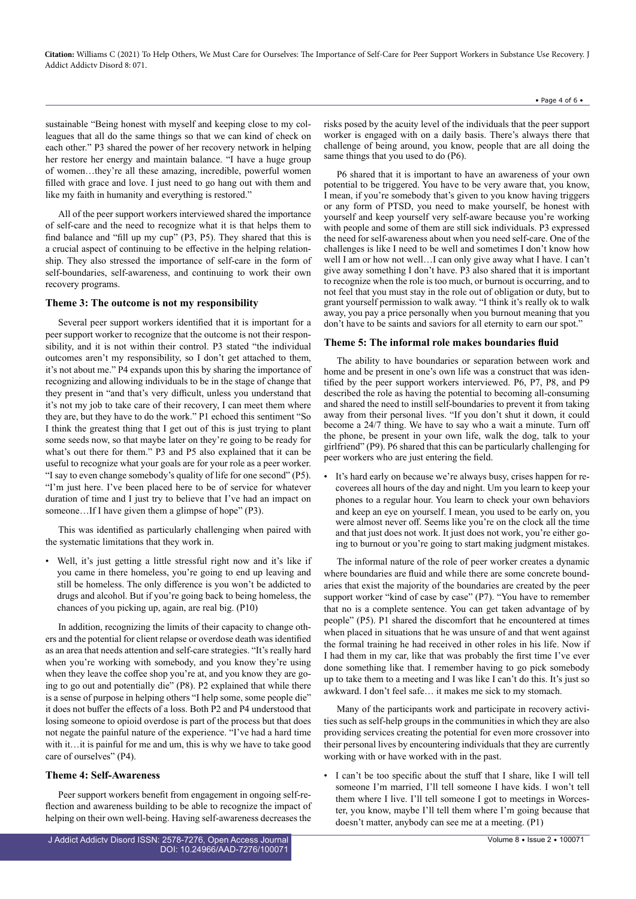sustainable "Being honest with myself and keeping close to my colleagues that all do the same things so that we can kind of check on each other." P3 shared the power of her recovery network in helping her restore her energy and maintain balance. "I have a huge group of women…they're all these amazing, incredible, powerful women filled with grace and love. I just need to go hang out with them and like my faith in humanity and everything is restored."

All of the peer support workers interviewed shared the importance of self-care and the need to recognize what it is that helps them to find balance and "fill up my cup" (P3, P5). They shared that this is a crucial aspect of continuing to be effective in the helping relationship. They also stressed the importance of self-care in the form of self-boundaries, self-awareness, and continuing to work their own recovery programs.

### Theme 3: The outcome is not my responsibility

Several peer support workers identified that it is important for a peer support worker to recognize that the outcome is not their responsibility, and it is not within their control. P3 stated "the individual outcomes aren't my responsibility, so I don't get attached to them, it's not about me." P4 expands upon this by sharing the importance of recognizing and allowing individuals to be in the stage of change that they present in "and that's very difficult, unless you understand that it's not my job to take care of their recovery, I can meet them where they are, but they have to do the work." P1 echoed this sentiment "So I think the greatest thing that I get out of this is just trying to plant some seeds now, so that maybe later on they're going to be ready for what's out there for them." P3 and P5 also explained that it can be useful to recognize what your goals are for your role as a peer worker. "I say to even change somebody's quality of life for one second" (P5). "I'm just here. I've been placed here to be of service for whatever duration of time and I just try to believe that I've had an impact on someone…If I have given them a glimpse of hope" (P3).

This was identified as particularly challenging when paired with the systematic limitations that they work in.

- Well, it's just getting a little stressful right now and it's like if you came in there homeless, you're going to end up leaving and still be homeless. The only difference is you won't be addicted to drugs and alcohol. But if you're going back to being homeless, the chances of you picking up, again, are real big. (P10)

In addition, recognizing the limits of their capacity to change others and the potential for client relapse or overdose death was identified as an area that needs attention and self-care strategies. "It's really hard when you're working with somebody, and you know they're using when they leave the coffee shop you're at, and you know they are going to go out and potentially die" (P8). P2 explained that while there is a sense of purpose in helping others "I help some, some people die" it does not buffer the effects of a loss. Both P2 and P4 understood that losing someone to opioid overdose is part of the process but that does not negate the painful nature of the experience. "I've had a hard time with it…it is painful for me and um, this is why we have to take good care of ourselves" (P4).

### Theme 4: Self-Awareness

Peer support workers benefit from engagement in ongoing self-reflection and awareness building to be able to recognize the impact of helping on their own well-being. Having self-awareness decreases the risks posed by the acuity level of the individuals that the peer support worker is engaged with on a daily basis. There's always there that challenge of being around, you know, people that are all doing the same things that you used to do (P6).

P6 shared that it is important to have an awareness of your own potential to be triggered. You have to be very aware that, you know, I mean, if you're somebody that's given to you know having triggers or any form of PTSD, you need to make yourself, be honest with yourself and keep yourself very self-aware because you're working with people and some of them are still sick individuals. P3 expressed the need for self-awareness about when you need self-care. One of the challenges is like I need to be well and sometimes I don't know how well I am or how not well…I can only give away what I have. I can't give away something I don't have. P3 also shared that it is important to recognize when the role is too much, or burnout is occurring, and to not feel that you must stay in the role out of obligation or duty, but to grant yourself permission to walk away. "I think it's really ok to walk away, you pay a price personally when you burnout meaning that you don't have to be saints and saviors for all eternity to earn our spot."

### Theme 5: The informal role makes boundaries fluid

The ability to have boundaries or separation between work and home and be present in one's own life was a construct that was identified by the peer support workers interviewed. P6, P7, P8, and P9 described the role as having the potential to becoming all-consuming and shared the need to instill self-boundaries to prevent it from taking away from their personal lives. "If you don't shut it down, it could become a 24/7 thing. We have to say who a wait a minute. Turn off the phone, be present in your own life, walk the dog, talk to your girlfriend" (P9). P6 shared that this can be particularly challenging for peer workers who are just entering the field.

- It's hard early on because we're always busy, crises happen for recoverees all hours of the day and night. Um you learn to keep your phones to a regular hour. You learn to check your own behaviors and keep an eye on yourself. I mean, you used to be early on, you were almost never off. Seems like you're on the clock all the time and that just does not work. It just does not work, you're either going to burnout or you're going to start making judgment mistakes.

The informal nature of the role of peer worker creates a dynamic where boundaries are fluid and while there are some concrete boundaries that exist the majority of the boundaries are created by the peer support worker "kind of case by case" (P7). "You have to remember that no is a complete sentence. You can get taken advantage of by people" (P5). P1 shared the discomfort that he encountered at times when placed in situations that he was unsure of and that went against the formal training he had received in other roles in his life. Now if I had them in my car, like that was probably the first time I've ever done something like that. I remember having to go pick somebody up to take them to a meeting and I was like I can't do this. It's just so awkward. I don't feel safe… it makes me sick to my stomach.

Many of the participants work and participate in recovery activities such as self-help groups in the communities in which they are also providing services creating the potential for even more crossover into their personal lives by encountering individuals that they are currently working with or have worked with in the past.

- I can't be too specific about the stuff that I share, like I will tell someone I'm married, I'll tell someone I have kids. I won't tell them where I live. I'll tell someone I got to meetings in Worcester, you know, maybe I'll tell them where I'm going because that doesn't matter, anybody can see me at a meeting. (P1)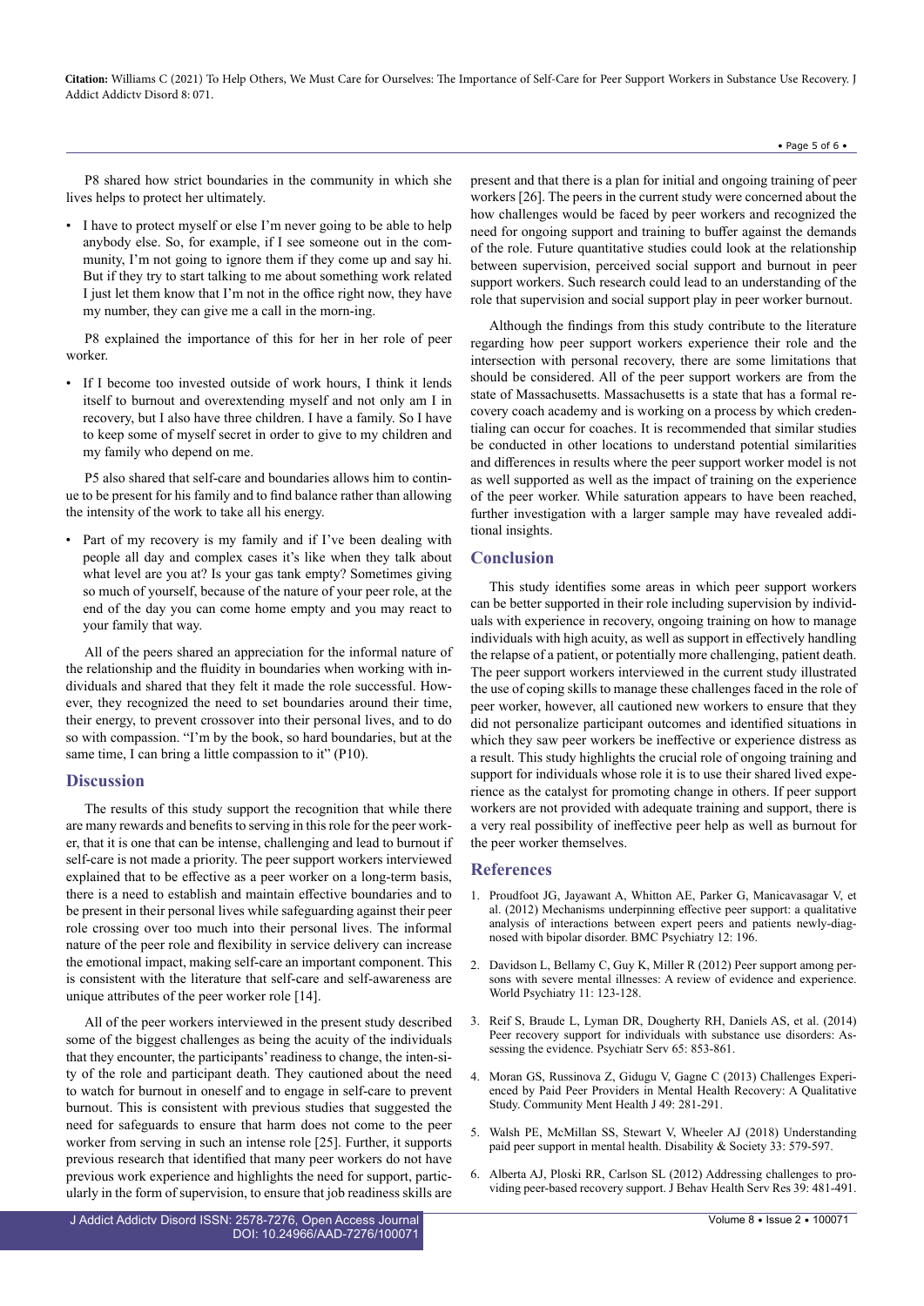P8 shared how strict boundaries in the community in which she lives helps to protect her ultimately.

- I have to protect myself or else I'm never going to be able to help anybody else. So, for example, if I see someone out in the community, I'm not going to ignore them if they come up and say hi. But if they try to start talking to me about something work related I just let them know that I'm not in the office right now, they have my number, they can give me a call in the morn-ing.

P8 explained the importance of this for her in her role of peer worker.

- If I become too invested outside of work hours, I think it lends itself to burnout and overextending myself and not only am I in recovery, but I also have three children. I have a family. So I have to keep some of myself secret in order to give to my children and my family who depend on me.

P5 also shared that self-care and boundaries allows him to continue to be present for his family and to find balance rather than allowing the intensity of the work to take all his energy.

- Part of my recovery is my family and if I've been dealing with people all day and complex cases it's like when they talk about what level are you at? Is your gas tank empty? Sometimes giving so much of yourself, because of the nature of your peer role, at the end of the day you can come home empty and you may react to your family that way.

All of the peers shared an appreciation for the informal nature of the relationship and the fluidity in boundaries when working with individuals and shared that they felt it made the role successful. However, they recognized the need to set boundaries around their time, their energy, to prevent crossover into their personal lives, and to do so with compassion. "I'm by the book, so hard boundaries, but at the same time, I can bring a little compassion to it" (P10).

## Discussion

The results of this study support the recognition that while there are many rewards and benefits to serving in this role for the peer worker, that it is one that can be intense, challenging and lead to burnout if self-care is not made a priority. The peer support workers interviewed explained that to be effective as a peer worker on a long-term basis, there is a need to establish and maintain effective boundaries and to be present in their personal lives while safeguarding against their peer role crossing over too much into their personal lives. The informal nature of the peer role and flexibility in service delivery can increase the emotional impact, making self-care an important component. This is consistent with the literature that self-care and self-awareness are unique attributes of the peer worker role [14].

All of the peer workers interviewed in the present study described some of the biggest challenges as being the acuity of the individuals that they encounter, the participants' readiness to change, the intensity of the role and participant death. They cautioned about the need to watch for burnout in oneself and to engage in self-care to prevent burnout. This is consistent with previous studies that suggested the need for safeguards to ensure that harm does not come to the peer worker from serving in such an intense role [25]. Further, it supports previous research that identified that many peer workers do not have previous work experience and highlights the need for support, particularly in the form of supervision, to ensure that job readiness skills are present and that there is a plan for initial and ongoing training of peer workers [26]. The peers in the current study were concerned about the how challenges would be faced by peer workers and recognized the need for ongoing support and training to buffer against the demands of the role. Future quantitative studies could look at the relationship between supervision, perceived social support and burnout in peer support workers. Such research could lead to an understanding of the role that supervision and social support play in peer worker burnout.

Although the findings from this study contribute to the literature regarding how peer support workers experience their role and the intersection with personal recovery, there are some limitations that should be considered. All of the peer support workers are from the state of Massachusetts. Massachusetts is a state that has a formal recovery coach academy and is working on a process by which credentialing can occur for coaches. It is recommended that similar studies be conducted in other locations to understand potential similarities and differences in results where the peer support worker model is not as well supported as well as the impact of training on the experience of the peer worker. While saturation appears to have been reached, further investigation with a larger sample may have revealed additional insights.

## Conclusion

This study identifies some areas in which peer support workers can be better supported in their role including supervision by individuals with experience in recovery, ongoing training on how to manage individuals with high acuity, as well as support in effectively handling the relapse of a patient, or potentially more challenging, patient death. The peer support workers interviewed in the current study illustrated the use of coping skills to manage these challenges faced in the role of peer worker, however, all cautioned new workers to ensure that they did not personalize participant outcomes and identified situations in which they saw peer workers be ineffective or experience distress as a result. This study highlights the crucial role of ongoing training and support for individuals whose role it is to use their shared lived experience as the catalyst for promoting change in others. If peer support workers are not provided with adequate training and support, there is a very real possibility of ineffective peer help as well as burnout for the peer worker themselves.

## References

1. Proudfoot JG, Jayawant A, Whitton AE, Parker G, Manicavasagar V, et al. (2012) Mechanisms underpinning effective peer support: a qualitative analysis of interactions between expert peers and patients newly-diagnosed with bipolar disorder. BMC Psychiatry 12: 196.
2. Davidson L, Bellamy C, Guy K, Miller R (2012) Peer support among persons with severe mental illnesses: A review of evidence and experience. World Psychiatry 11: 123-128.
3. Reif S, Braude L, Lyman DR, Dougherty RH, Daniels AS, et al. (2014) Peer recovery support for individuals with substance use disorders: Assessing the evidence. Psychiatr Serv 65: 853-861.
4. Moran GS, Russinova Z, Gidugu V, Gagne C (2013) Challenges Experienced by Paid Peer Providers in Mental Health Recovery: A Qualitative Study. Community Ment Health J 49: 281-291.
5. Walsh PE, McMillan SS, Stewart V, Wheeler AJ (2018) Understanding paid peer support in mental health. Disability & Society 33: 579-597.
6. Alberta AJ, Ploski RR, Carlson SL (2012) Addressing challenges to providing peer-based recovery support. J Behav Health Serv Res 39: 481-491.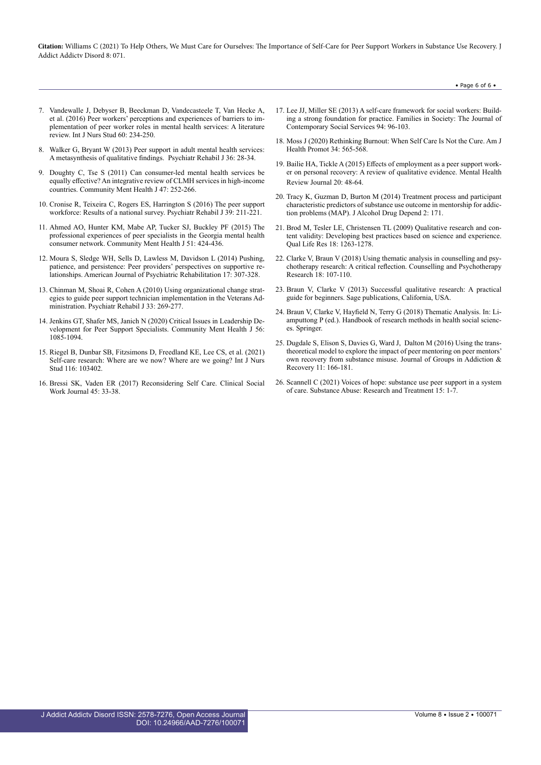7. Vandewalle J, Debyser B, Beeckman D, Vandecasteele T, Van Hecke A, et al. (2016) Peer workers' perceptions and experiences of barriers to implementation of peer worker roles in mental health services: A literature review. Int J Nurs Stud 60: 234-250.

8. Walker G, Bryant W (2013) Peer support in adult mental health services: A metasynthesis of qualitative findings. Psychiatr Rehabil J 36: 28-34.

9. Doughty C, Tse S (2011) Can consumer-led mental health services be equally effective? An integrative review of CLMH services in high-income countries. Community Ment Health J 47: 252-266.

10. Cronise R, Teixeira C, Rogers ES, Harrington S (2016) The peer support workforce: Results of a national survey. Psychiatr Rehabil J 39: 211-221.

11. Ahmed AO, Hunter KM, Mabe AP, Tucker SJ, Buckley PF (2015) The professional experiences of peer specialists in the Georgia mental health consumer network. Community Ment Health J 51: 424-436.

12. Moura S, Sledge WH, Sells D, Lawless M, Davidson L (2014) Pushing, patience, and persistence: Peer providers' perspectives on supportive relationships. American Journal of Psychiatric Rehabilitation 17: 307-328.

13. Chinman M, Shoai R, Cohen A (2010) Using organizational change strategies to guide peer support technician implementation in the Veterans Administration. Psychiatr Rehabil J 33: 269-277.

14. Jenkins GT, Shafer MS, Janich N (2020) Critical Issues in Leadership Development for Peer Support Specialists. Community Ment Health J 56: 1085-1094.

15. Riegel B, Dunbar SB, Fitzsimons D, Freedland KE, Lee CS, et al. (2021) Self-care research: Where are we now? Where are we going? Int J Nurs Stud 116: 103402.

16. Bressi SK, Vaden ER (2017) Reconsidering Self Care. Clinical Social Work Journal 45: 33-38.

17. Lee JJ, Miller SE (2013) A self-care framework for social workers: Building a strong foundation for practice. Families in Society: The Journal of Contemporary Social Services 94: 96-103.

18. Moss J (2020) Rethinking Burnout: When Self Care Is Not the Cure. Am J Health Promot 34: 565-568.

19. Bailie HA, Tickle A (2015) Effects of employment as a peer support worker on personal recovery: A review of qualitative evidence. Mental Health Review Journal 20: 48-64.

20. Tracy K, Guzman D, Burton M (2014) Treatment process and participant characteristic predictors of substance use outcome in mentorship for addiction problems (MAP). J Alcohol Drug Depend 2: 171.

21. Brod M, Tesler LE, Christensen TL (2009) Qualitative research and content validity: Developing best practices based on science and experience. Qual Life Res 18: 1263-1278.

22. Clarke V, Braun V (2018) Using thematic analysis in counselling and psychotherapy research: A critical reflection. Counselling and Psychotherapy Research 18: 107-110.

23. Braun V, Clarke V (2013) Successful qualitative research: A practical guide for beginners. Sage publications, California, USA.

24. Braun V, Clarke V, Hayfield N, Terry G (2018) Thematic Analysis. In: Liamputtong P (ed.). Handbook of research methods in health social sciences. Springer.

25. Dugdale S, Elison S, Davies G, Ward J, Dalton M (2016) Using the transtheoretical model to explore the impact of peer mentoring on peer mentors' own recovery from substance misuse. Journal of Groups in Addiction & Recovery 11: 166-181.

26. Scannell C (2021) Voices of hope: substance use peer support in a system of care. Substance Abuse: Research and Treatment 15: 1-7.